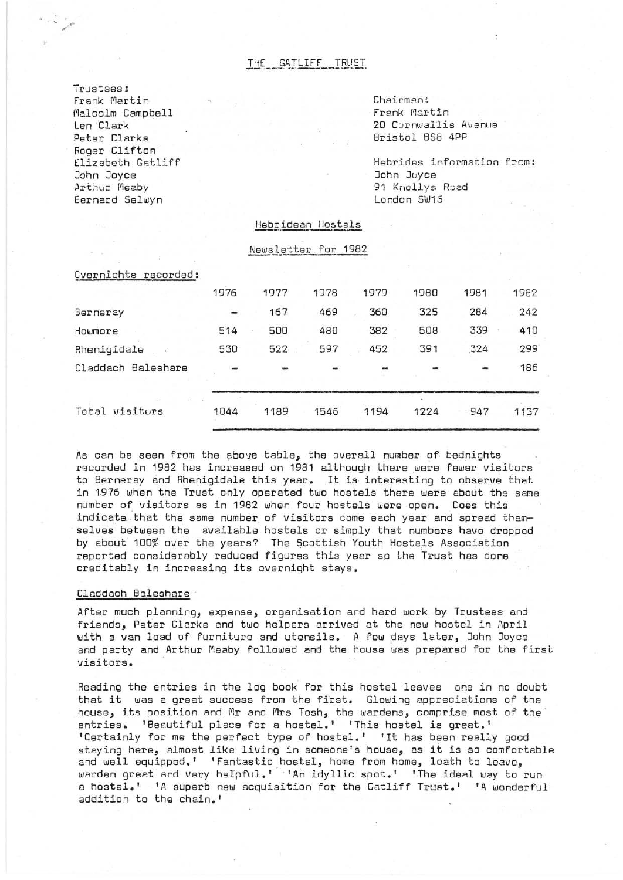# THE GATLIFF TRUST

Trustees:
Frank Martin
Malcolm Campbell
Len Clark
Peter Clarke
Roger Clifton
Elizabeth Gatliff
John Joyce
Arthur Meaby
Bernard Selwyn

Chairman:
Frank Martin
20 Cornwallis Avenue
Bristol BS8 4PP

Hebrides information from:
John Joyce
91 Knollys Road
London SW16

## Hebridean Hostels

### Newsletter for 1982

Overnights recorded:

| | 1976 | 1977 | 1978 | 1979 | 1980 | 1981 | 1982 |
|---|---|---|---|---|---|---|---|
| Berneray | - | 167 | 469 | 360 | 325 | 284 | 242 |
| Howmore | 514 | 500 | 480 | 382 | 508 | 339 | 410 |
| Rhenigidale | 530 | 522 | 597 | 452 | 391 | 324 | 299 |
| Claddach Baleshare | - | - | - | - | - | - | 186 |
| Total visitors | 1044 | 1189 | 1546 | 1194 | 1224 | 947 | 1137 |

As can be seen from the above table, the overall number of bednights recorded in 1982 has increased on 1981 although there were fewer visitors to Berneray and Rhenigidale this year. It is interesting to observe that in 1976 when the Trust only operated two hostels there were about the same number of visitors as in 1982 when four hostels were open. Does this indicate that the same number of visitors come each year and spread themselves between the available hostels or simply that numbers have dropped by about 100% over the years? The Scottish Youth Hostels Association reported considerably reduced figures this year so the Trust has done creditably in increasing its overnight stays.

### Claddach Baleshare

After much planning, expense, organisation and hard work by Trustees and friends, Peter Clarke and two helpers arrived at the new hostel in April with a van load of furniture and utensils. A few days later, John Joyce and party and Arthur Meaby followed and the house was prepared for the first visitors.

Reading the entries in the log book for this hostel leaves one in no doubt that it was a great success from the first. Glowing appreciations of the house, its position and Mr and Mrs Tosh, the wardens, comprise most of the entries. 'Beautiful place for a hostel.' 'This hostel is great.' 'Certainly for me the perfect type of hostel.' 'It has been really good staying here, almost like living in someone's house, as it is so comfortable and well equipped.' 'Fantastic hostel, home from home, loath to leave, warden great and very helpful.' 'An idyllic spot.' 'The ideal way to run a hostel.' 'A superb new acquisition for the Gatliff Trust.' 'A wonderful addition to the chain.'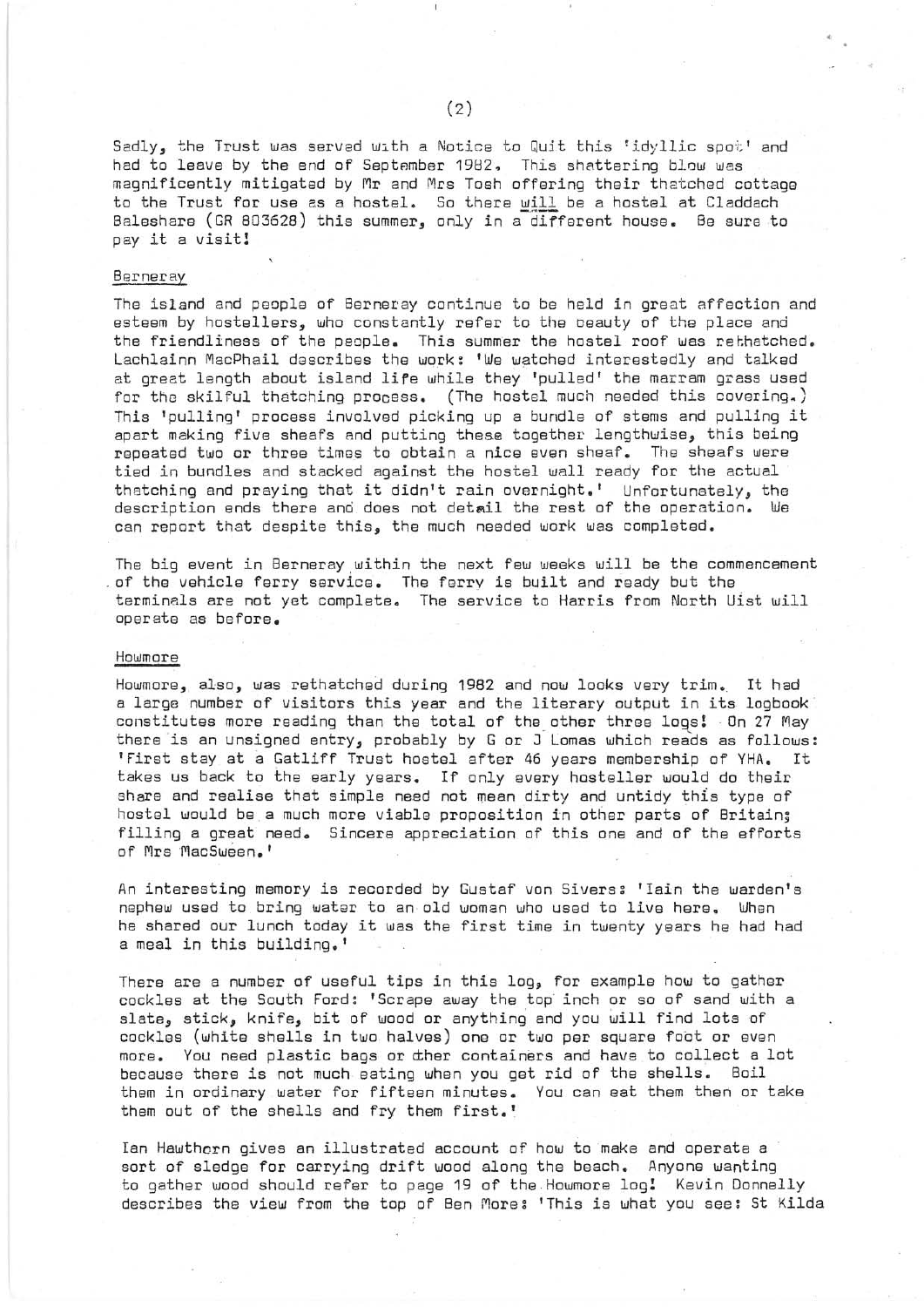Sadly, the Trust was served with a Notice to Quit this 'idyllic spot' and had to leave by the end of September 1982. This shattering blow was magnificently mitigated by Mr and Mrs Tosh offering their thatched cottage to the Trust for use as a hostel. So there will be a hostel at Claddach Baleshare (GR 803628) this summer, only in a different house. Be sure to pay it a visit!

## Berneray

The island and people of Berneray continue to be held in great affection and esteem by hostellers, who constantly refer to the beauty of the place and the friendliness of the people. This summer the hostel roof was rethatched. Lachlainn MacPhail describes the work: 'We watched interestedly and talked at great length about island life while they 'pulled' the marram grass used for the skilful thatching process. (The hostel much needed this covering.) This 'pulling' process involved picking up a bundle of stems and pulling it apart making five sheafs and putting these together lengthwise, this being repeated two or three times to obtain a nice even sheaf. The sheafs were tied in bundles and stacked against the hostel wall ready for the actual thatching and praying that it didn't rain overnight.' Unfortunately, the description ends there and does not detail the rest of the operation. We can report that despite this, the much needed work was completed.

The big event in Berneray within the next few weeks will be the commencement of the vehicle ferry service. The ferry is built and ready but the terminals are not yet complete. The service to Harris from North Uist will operate as before.

## Howmore

Howmore, also, was rethatched during 1982 and now looks very trim. It had a large number of visitors this year and the literary output in its logbook constitutes more reading than the total of the other three logs! On 27 May there is an unsigned entry, probably by G or J Lomas which reads as follows: 'First stay at a Gatliff Trust hostel after 46 years membership of YHA. It takes us back to the early years. If only every hosteller would do their share and realise that simple need not mean dirty and untidy this type of hostel would be a much more viable proposition in other parts of Britain; filling a great need. Sincere appreciation of this one and of the efforts of Mrs MacSween.'

An interesting memory is recorded by Gustaf von Sivers: 'Iain the warden's nephew used to bring water to an old woman who used to live here. When he shared our lunch today it was the first time in twenty years he had had a meal in this building.'

There are a number of useful tips in this log, for example how to gather cockles at the South Ford: 'Scrape away the top inch or so of sand with a slate, stick, knife, bit of wood or anything and you will find lots of cockles (white shells in two halves) one or two per square foot or even more. You need plastic bags or other containers and have to collect a lot because there is not much eating when you get rid of the shells. Boil them in ordinary water for fifteen minutes. You can eat them then or take them out of the shells and fry them first.'

Ian Hawthorn gives an illustrated account of how to make and operate a sort of sledge for carrying drift wood along the beach. Anyone wanting to gather wood should refer to page 19 of the Howmore log! Kevin Donnelly describes the view from the top of Ben More: 'This is what you see: St Kilda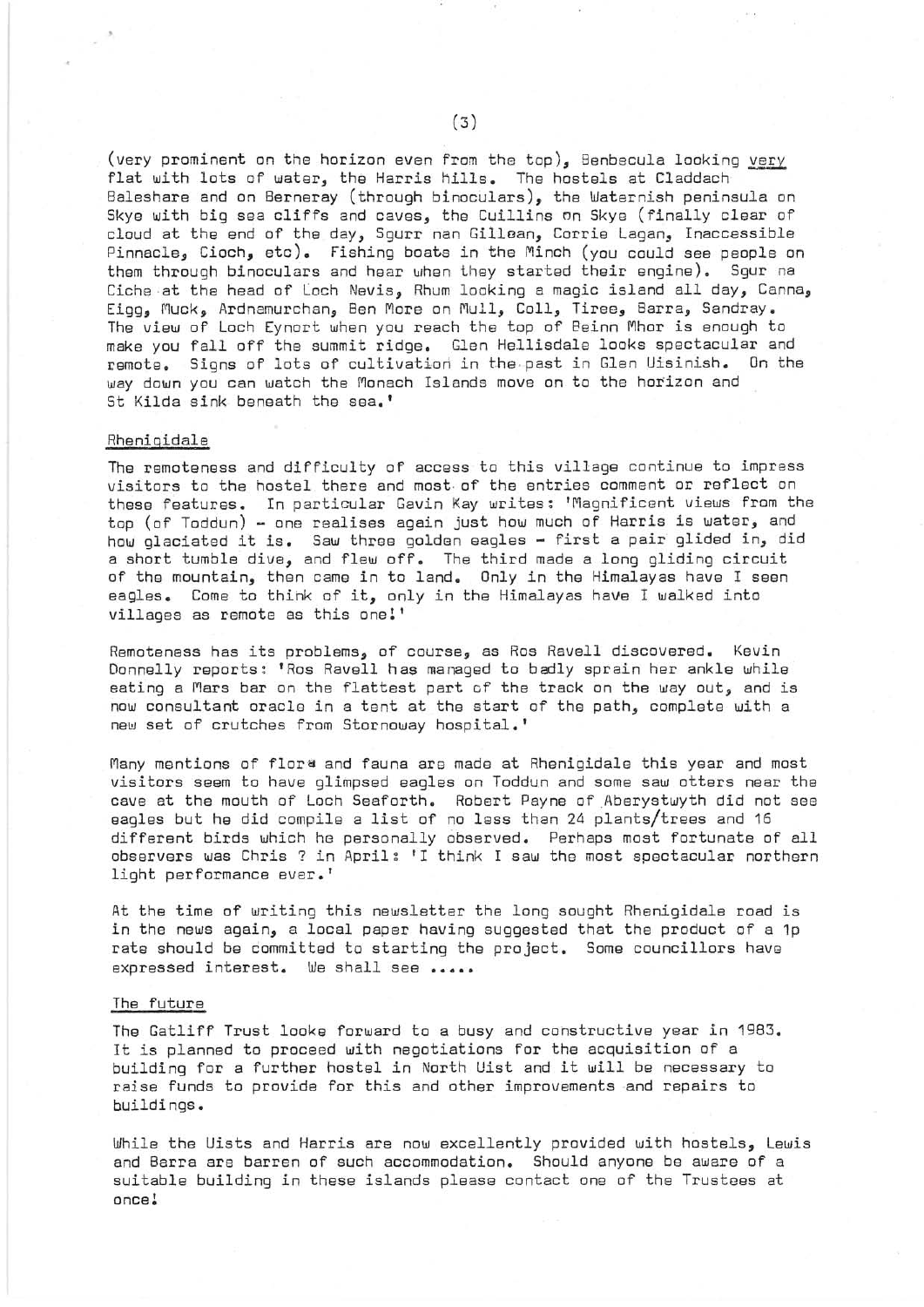(very prominent on the horizon even from the top), Benbecula looking very flat with lots of water, the Harris hills. The hostels at Claddach Baleshare and on Berneray (through binoculars), the Waternish peninsula on Skye with big sea cliffs and caves, the Cuillins on Skye (finally clear of cloud at the end of the day, Sgurr nan Gillean, Corrie Lagan, Inaccessible Pinnacle, Cioch, etc). Fishing boats in the Minch (you could see people on them through binoculars and hear when they started their engine). Sgur na Ciche at the head of Loch Nevis, Rhum looking a magic island all day, Canna, Eigg, Muck, Ardnamurchan, Ben More on Mull, Coll, Tiree, Barra, Sandray. The view of Loch Eynort when you reach the top of Beinn Mhor is enough to make you fall off the summit ridge. Glen Hellisdale looks spectacular and remote. Signs of lots of cultivation in the past in Glen Uisinish. On the way down you can watch the Monach Islands move on to the horizon and St Kilda sink beneath the sea.'

## Rhenigidale

The remoteness and difficulty of access to this village continue to impress visitors to the hostel there and most of the entries comment or reflect on these features. In particular Gavin Kay writes: 'Magnificent views from the top (of Toddun) - one realises again just how much of Harris is water, and how glaciated it is. Saw three golden eagles - first a pair glided in, did a short tumble dive, and flew off. The third made a long gliding circuit of the mountain, then came in to land. Only in the Himalayas have I seen eagles. Come to think of it, only in the Himalayas have I walked into villages as remote as this one!'

Remoteness has its problems, of course, as Ros Ravell discovered. Kevin Donnelly reports: 'Ros Ravell has managed to badly sprain her ankle while eating a Mars bar on the flattest part of the track on the way out, and is now consultant oracle in a tent at the start of the path, complete with a new set of crutches from Stornoway hospital.'

Many mentions of flora and fauna are made at Rhenigidale this year and most visitors seem to have glimpsed eagles on Toddun and some saw otters near the cave at the mouth of Loch Seaforth. Robert Payne of Aberystwyth did not see eagles but he did compile a list of no less than 24 plants/trees and 16 different birds which he personally observed. Perhaps most fortunate of all observers was Chris ? in April: 'I think I saw the most spectacular northern light performance ever.'

At the time of writing this newsletter the long sought Rhenigidale road is in the news again, a local paper having suggested that the product of a 1p rate should be committed to starting the project. Some councillors have expressed interest. We shall see .....

## The future

The Gatliff Trust looks forward to a busy and constructive year in 1983. It is planned to proceed with negotiations for the acquisition of a building for a further hostel in North Uist and it will be necessary to raise funds to provide for this and other improvements and repairs to buildings.

While the Uists and Harris are now excellently provided with hostels, Lewis and Barra are barren of such accommodation. Should anyone be aware of a suitable building in these islands please contact one of the Trustees at once!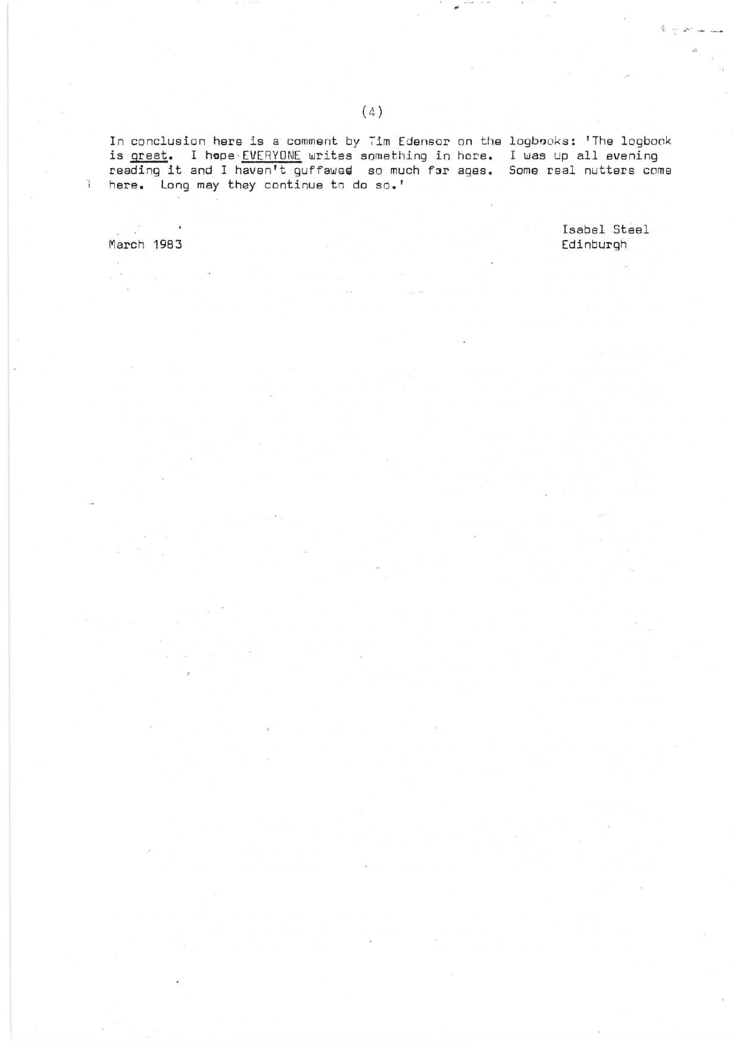In conclusion here is a comment by Tim Edensor on the logbooks: 'The logbook is <u>great</u>. I hope <u>EVERYONE</u> writes something in here. I was up all evening reading it and I haven't guffawed so much for ages. Some real nutters come here. Long may they continue to do so.'

March 1983

Isabel Steel
Edinburgh